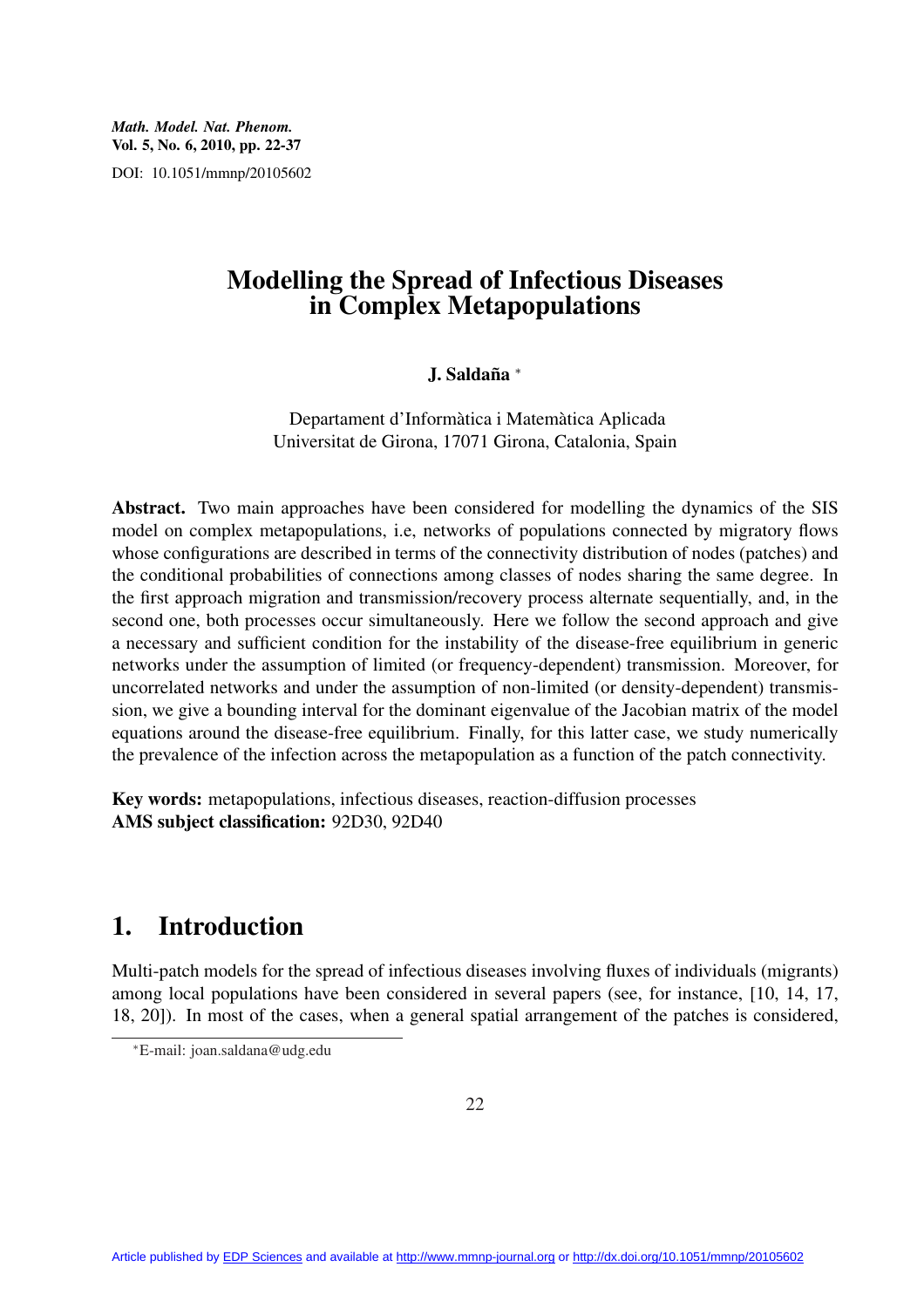# Modelling the Spread of Infectious Diseases in Complex Metapopulations

**J. Saldaña** [*]

Departament d'Informàtica i Matemàtica Aplicada
Universitat de Girona, 17071 Girona, Catalonia, Spain

**Abstract.** Two main approaches have been considered for modelling the dynamics of the SIS model on complex metapopulations, i.e, networks of populations connected by migratory flows whose configurations are described in terms of the connectivity distribution of nodes (patches) and the conditional probabilities of connections among classes of nodes sharing the same degree. In the first approach migration and transmission/recovery process alternate sequentially, and, in the second one, both processes occur simultaneously. Here we follow the second approach and give a necessary and sufficient condition for the instability of the disease-free equilibrium in generic networks under the assumption of limited (or frequency-dependent) transmission. Moreover, for uncorrelated networks and under the assumption of non-limited (or density-dependent) transmission, we give a bounding interval for the dominant eigenvalue of the Jacobian matrix of the model equations around the disease-free equilibrium. Finally, for this latter case, we study numerically the prevalence of the infection across the metapopulation as a function of the patch connectivity.

**Key words:** metapopulations, infectious diseases, reaction-diffusion processes
**AMS subject classification:** 92D30, 92D40

## 1. Introduction

Multi-patch models for the spread of infectious diseases involving fluxes of individuals (migrants) among local populations have been considered in several papers (see, for instance, [10, 14, 17, 18, 20]). In most of the cases, when a general spatial arrangement of the patches is considered,

[*] E-mail: joan.saldana@udg.edu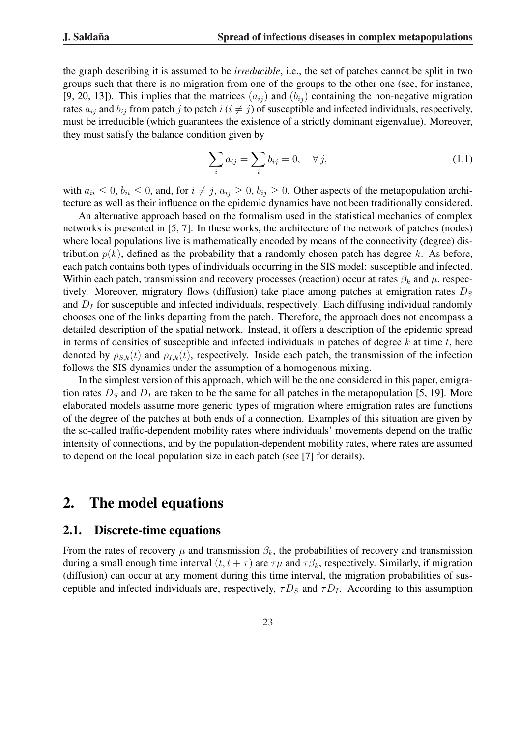the graph describing it is assumed to be *irreducible*, i.e., the set of patches cannot be split in two groups such that there is no migration from one of the groups to the other one (see, for instance, [9, 20, 13]). This implies that the matrices $(a_{ij})$ and $(b_{ij})$ containing the non-negative migration rates $a_{ij}$ and $b_{ij}$ from patch $j$ to patch $i$ ($i \neq j$) of susceptible and infected individuals, respectively, must be irreducible (which guarantees the existence of a strictly dominant eigenvalue). Moreover, they must satisfy the balance condition given by

$$\sum_i a_{ij} = \sum_i b_{ij} = 0, \quad \forall\, j, \tag{1.1}$$

with $a_{ii} \leq 0$, $b_{ii} \leq 0$, and, for $i \neq j$, $a_{ij} \geq 0$, $b_{ij} \geq 0$. Other aspects of the metapopulation architecture as well as their influence on the epidemic dynamics have not been traditionally considered.

An alternative approach based on the formalism used in the statistical mechanics of complex networks is presented in [5, 7]. In these works, the architecture of the network of patches (nodes) where local populations live is mathematically encoded by means of the connectivity (degree) distribution $p(k)$, defined as the probability that a randomly chosen patch has degree $k$. As before, each patch contains both types of individuals occurring in the SIS model: susceptible and infected. Within each patch, transmission and recovery processes (reaction) occur at rates $\beta_k$ and $\mu$, respectively. Moreover, migratory flows (diffusion) take place among patches at emigration rates $D_S$ and $D_I$ for susceptible and infected individuals, respectively. Each diffusing individual randomly chooses one of the links departing from the patch. Therefore, the approach does not encompass a detailed description of the spatial network. Instead, it offers a description of the epidemic spread in terms of densities of susceptible and infected individuals in patches of degree $k$ at time $t$, here denoted by $\rho_{S,k}(t)$ and $\rho_{I,k}(t)$, respectively. Inside each patch, the transmission of the infection follows the SIS dynamics under the assumption of a homogenous mixing.

In the simplest version of this approach, which will be the one considered in this paper, emigration rates $D_S$ and $D_I$ are taken to be the same for all patches in the metapopulation [5, 19]. More elaborated models assume more generic types of migration where emigration rates are functions of the degree of the patches at both ends of a connection. Examples of this situation are given by the so-called traffic-dependent mobility rates where individuals' movements depend on the traffic intensity of connections, and by the population-dependent mobility rates, where rates are assumed to depend on the local population size in each patch (see [7] for details).

## 2. The model equations

### 2.1. Discrete-time equations

From the rates of recovery $\mu$ and transmission $\beta_k$, the probabilities of recovery and transmission during a small enough time interval $(t, t+\tau)$ are $\tau\mu$ and $\tau\beta_k$, respectively. Similarly, if migration (diffusion) can occur at any moment during this time interval, the migration probabilities of susceptible and infected individuals are, respectively, $\tau D_S$ and $\tau D_I$. According to this assumption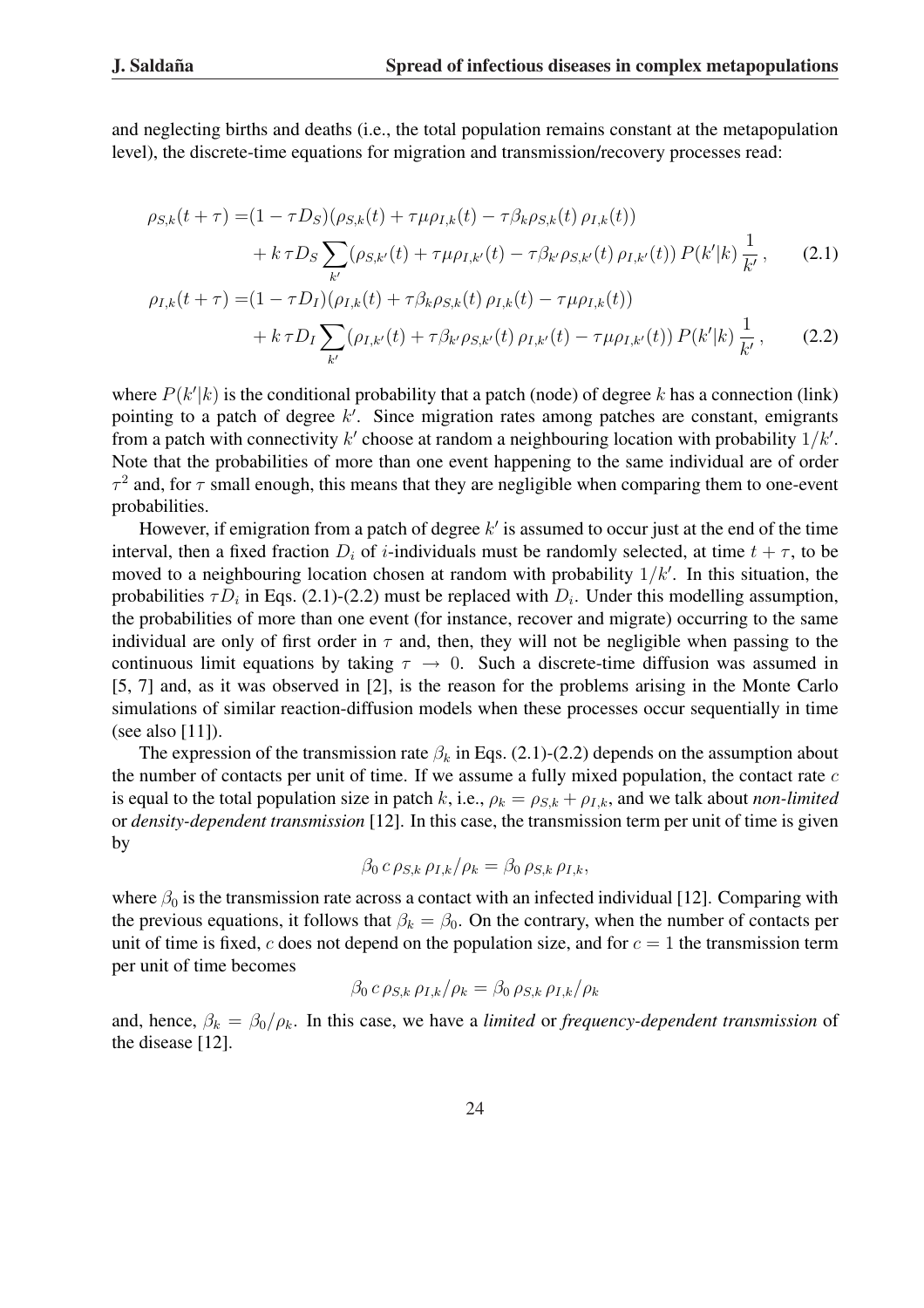and neglecting births and deaths (i.e., the total population remains constant at the metapopulation level), the discrete-time equations for migration and transmission/recovery processes read:

$$
\begin{aligned}
\rho_{S,k}(t+\tau) =& (1-\tau D_S)(\rho_{S,k}(t) + \tau\mu\rho_{I,k}(t) - \tau\beta_k\rho_{S,k}(t)\,\rho_{I,k}(t)) \\
&+ k\,\tau D_S \sum_{k'} (\rho_{S,k'}(t) + \tau\mu\rho_{I,k'}(t) - \tau\beta_{k'}\rho_{S,k'}(t)\,\rho_{I,k'}(t))\,P(k'|k)\,\frac{1}{k'}\,, \qquad (2.1)
\end{aligned}
$$

$$
\begin{aligned}
\rho_{I,k}(t+\tau) =& (1-\tau D_I)(\rho_{I,k}(t) + \tau\beta_k\rho_{S,k}(t)\,\rho_{I,k}(t) - \tau\mu\rho_{I,k}(t)) \\
&+ k\,\tau D_I \sum_{k'} (\rho_{I,k'}(t) + \tau\beta_{k'}\rho_{S,k'}(t)\,\rho_{I,k'}(t) - \tau\mu\rho_{I,k'}(t))\,P(k'|k)\,\frac{1}{k'}\,, \qquad (2.2)
\end{aligned}
$$

where $P(k'|k)$ is the conditional probability that a patch (node) of degree $k$ has a connection (link) pointing to a patch of degree $k'$. Since migration rates among patches are constant, emigrants from a patch with connectivity $k'$ choose at random a neighbouring location with probability $1/k'$. Note that the probabilities of more than one event happening to the same individual are of order $\tau^2$ and, for $\tau$ small enough, this means that they are negligible when comparing them to one-event probabilities.

However, if emigration from a patch of degree $k'$ is assumed to occur just at the end of the time interval, then a fixed fraction $D_i$ of $i$-individuals must be randomly selected, at time $t+\tau$, to be moved to a neighbouring location chosen at random with probability $1/k'$. In this situation, the probabilities $\tau D_i$ in Eqs. (2.1)-(2.2) must be replaced with $D_i$. Under this modelling assumption, the probabilities of more than one event (for instance, recover and migrate) occurring to the same individual are only of first order in $\tau$ and, then, they will not be negligible when passing to the continuous limit equations by taking $\tau \to 0$. Such a discrete-time diffusion was assumed in [5, 7] and, as it was observed in [2], is the reason for the problems arising in the Monte Carlo simulations of similar reaction-diffusion models when these processes occur sequentially in time (see also [11]).

The expression of the transmission rate $\beta_k$ in Eqs. (2.1)-(2.2) depends on the assumption about the number of contacts per unit of time. If we assume a fully mixed population, the contact rate $c$ is equal to the total population size in patch $k$, i.e., $\rho_k = \rho_{S,k} + \rho_{I,k}$, and we talk about *non-limited* or *density-dependent transmission* [12]. In this case, the transmission term per unit of time is given by

$$\beta_0\, c\, \rho_{S,k}\, \rho_{I,k}/\rho_k = \beta_0\, \rho_{S,k}\, \rho_{I,k},$$

where $\beta_0$ is the transmission rate across a contact with an infected individual [12]. Comparing with the previous equations, it follows that $\beta_k = \beta_0$. On the contrary, when the number of contacts per unit of time is fixed, $c$ does not depend on the population size, and for $c = 1$ the transmission term per unit of time becomes

$$\beta_0\, c\, \rho_{S,k}\, \rho_{I,k}/\rho_k = \beta_0\, \rho_{S,k}\, \rho_{I,k}/\rho_k$$

and, hence, $\beta_k = \beta_0/\rho_k$. In this case, we have a *limited* or *frequency-dependent transmission* of the disease [12].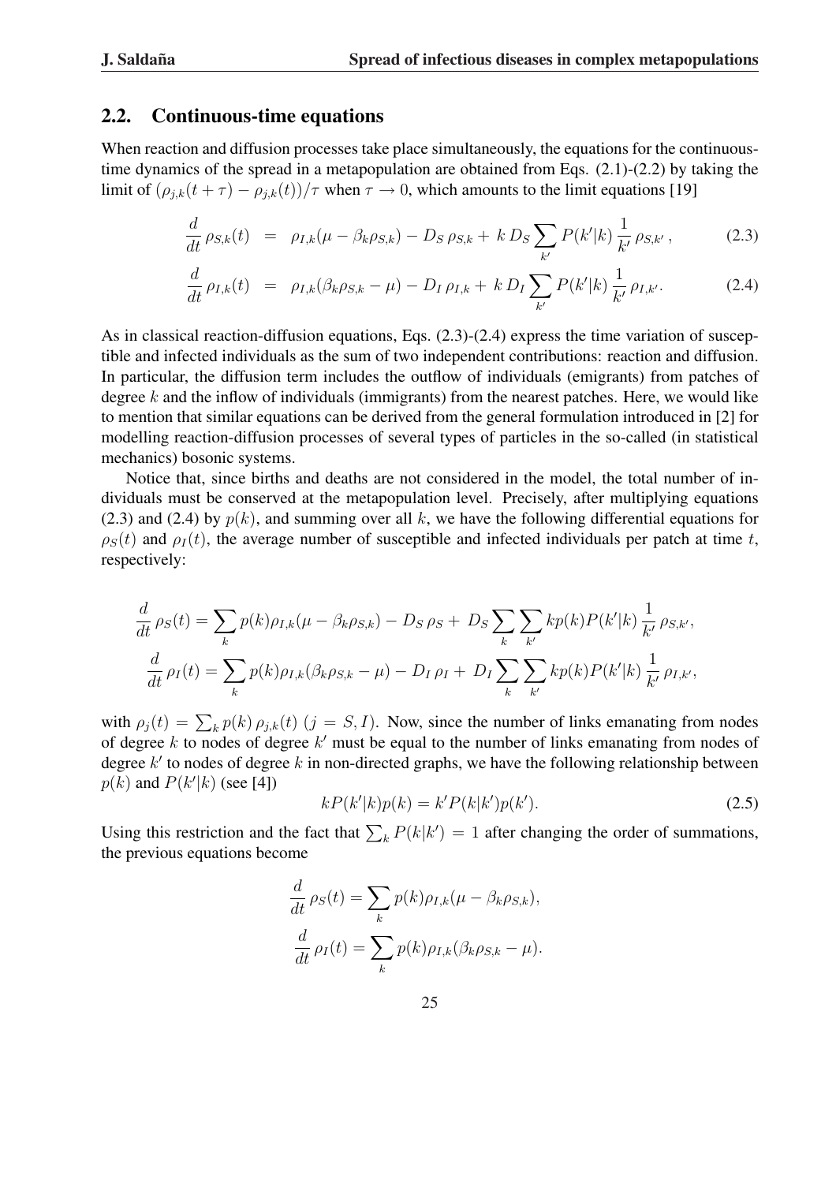## 2.2. Continuous-time equations

When reaction and diffusion processes take place simultaneously, the equations for the continuous-time dynamics of the spread in a metapopulation are obtained from Eqs. (2.1)-(2.2) by taking the limit of $(\rho_{j,k}(t+\tau) - \rho_{j,k}(t))/\tau$ when $\tau \to 0$, which amounts to the limit equations [19]

$$
\begin{aligned}
\frac{d}{dt}\,\rho_{S,k}(t) &= \rho_{I,k}(\mu - \beta_k \rho_{S,k}) - D_S\,\rho_{S,k} + k\,D_S \sum_{k'} P(k'|k)\,\frac{1}{k'}\,\rho_{S,k'}\,, && (2.3)\\
\frac{d}{dt}\,\rho_{I,k}(t) &= \rho_{I,k}(\beta_k \rho_{S,k} - \mu) - D_I\,\rho_{I,k} + k\,D_I \sum_{k'} P(k'|k)\,\frac{1}{k'}\,\rho_{I,k'}. && (2.4)
\end{aligned}
$$

As in classical reaction-diffusion equations, Eqs. (2.3)-(2.4) express the time variation of susceptible and infected individuals as the sum of two independent contributions: reaction and diffusion. In particular, the diffusion term includes the outflow of individuals (emigrants) from patches of degree $k$ and the inflow of individuals (immigrants) from the nearest patches. Here, we would like to mention that similar equations can be derived from the general formulation introduced in [2] for modelling reaction-diffusion processes of several types of particles in the so-called (in statistical mechanics) bosonic systems.

Notice that, since births and deaths are not considered in the model, the total number of individuals must be conserved at the metapopulation level. Precisely, after multiplying equations (2.3) and (2.4) by $p(k)$, and summing over all $k$, we have the following differential equations for $\rho_S(t)$ and $\rho_I(t)$, the average number of susceptible and infected individuals per patch at time $t$, respectively:

$$
\begin{aligned}
\frac{d}{dt}\,\rho_S(t) &= \sum_k p(k)\rho_{I,k}(\mu - \beta_k \rho_{S,k}) - D_S\,\rho_S + D_S \sum_k \sum_{k'} k p(k) P(k'|k)\,\frac{1}{k'}\,\rho_{S,k'},\\
\frac{d}{dt}\,\rho_I(t) &= \sum_k p(k)\rho_{I,k}(\beta_k \rho_{S,k} - \mu) - D_I\,\rho_I + D_I \sum_k \sum_{k'} k p(k) P(k'|k)\,\frac{1}{k'}\,\rho_{I,k'},
\end{aligned}
$$

with $\rho_j(t) = \sum_k p(k)\,\rho_{j,k}(t)$ $(j = S, I)$. Now, since the number of links emanating from nodes of degree $k$ to nodes of degree $k'$ must be equal to the number of links emanating from nodes of degree $k'$ to nodes of degree $k$ in non-directed graphs, we have the following relationship between $p(k)$ and $P(k'|k)$ (see [4])

$$
kP(k'|k)p(k) = k'P(k|k')p(k'). \qquad (2.5)
$$

Using this restriction and the fact that $\sum_k P(k|k') = 1$ after changing the order of summations, the previous equations become

$$
\begin{aligned}
\frac{d}{dt}\,\rho_S(t) &= \sum_k p(k)\rho_{I,k}(\mu - \beta_k \rho_{S,k}),\\
\frac{d}{dt}\,\rho_I(t) &= \sum_k p(k)\rho_{I,k}(\beta_k \rho_{S,k} - \mu).
\end{aligned}
$$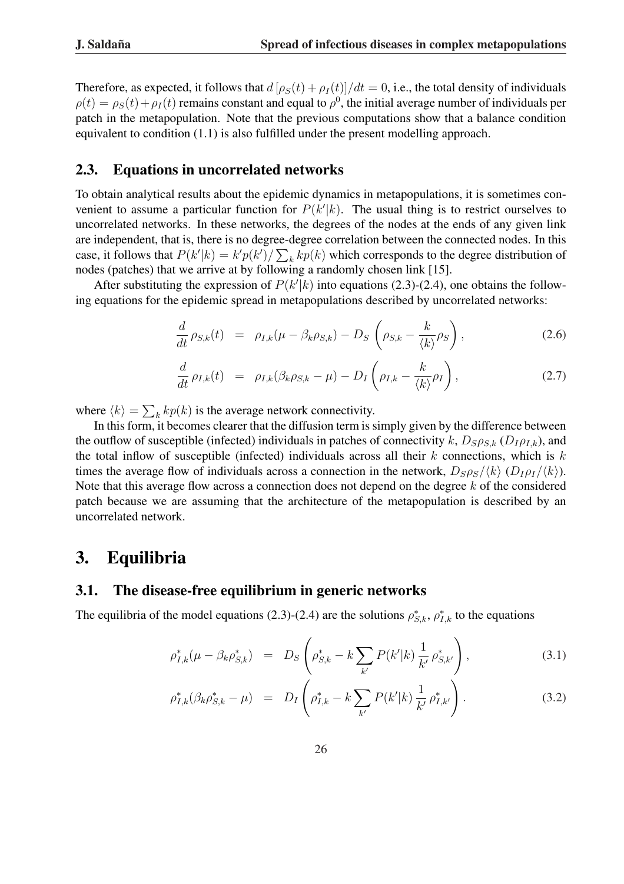Therefore, as expected, it follows that $d\left[\rho_S(t)+\rho_I(t)\right]/dt = 0$, i.e., the total density of individuals $\rho(t) = \rho_S(t)+\rho_I(t)$ remains constant and equal to $\rho^0$, the initial average number of individuals per patch in the metapopulation. Note that the previous computations show that a balance condition equivalent to condition (1.1) is also fulfilled under the present modelling approach.

### 2.3. Equations in uncorrelated networks

To obtain analytical results about the epidemic dynamics in metapopulations, it is sometimes convenient to assume a particular function for $P(k'|k)$. The usual thing is to restrict ourselves to uncorrelated networks. In these networks, the degrees of the nodes at the ends of any given link are independent, that is, there is no degree-degree correlation between the connected nodes. In this case, it follows that $P(k'|k) = k'p(k')/\sum_k kp(k)$ which corresponds to the degree distribution of nodes (patches) that we arrive at by following a randomly chosen link [15].

After substituting the expression of $P(k'|k)$ into equations (2.3)-(2.4), one obtains the following equations for the epidemic spread in metapopulations described by uncorrelated networks:

$$
\frac{d}{dt}\,\rho_{S,k}(t) \;=\; \rho_{I,k}(\mu - \beta_k \rho_{S,k}) - D_S\left(\rho_{S,k} - \frac{k}{\langle k\rangle}\rho_S\right), \tag{2.6}
$$

$$
\frac{d}{dt}\,\rho_{I,k}(t) \;=\; \rho_{I,k}(\beta_k \rho_{S,k} - \mu) - D_I\left(\rho_{I,k} - \frac{k}{\langle k\rangle}\rho_I\right), \tag{2.7}
$$

where $\langle k\rangle = \sum_k kp(k)$ is the average network connectivity.

In this form, it becomes clearer that the diffusion term is simply given by the difference between the outflow of susceptible (infected) individuals in patches of connectivity $k$, $D_S\rho_{S,k}$ ($D_I\rho_{I,k}$), and the total inflow of susceptible (infected) individuals across all their $k$ connections, which is $k$ times the average flow of individuals across a connection in the network, $D_S\rho_S/\langle k\rangle$ ($D_I\rho_I/\langle k\rangle$). Note that this average flow across a connection does not depend on the degree $k$ of the considered patch because we are assuming that the architecture of the metapopulation is described by an uncorrelated network.

## 3. Equilibria

### 3.1. The disease-free equilibrium in generic networks

The equilibria of the model equations (2.3)-(2.4) are the solutions $\rho^*_{S,k}$, $\rho^*_{I,k}$ to the equations

$$
\rho^*_{I,k}(\mu - \beta_k \rho^*_{S,k}) \;=\; D_S\left(\rho^*_{S,k} - k\sum_{k'} P(k'|k)\,\frac{1}{k'}\,\rho^*_{S,k'}\right), \tag{3.1}
$$

$$
\rho^*_{I,k}(\beta_k \rho^*_{S,k} - \mu) \;=\; D_I\left(\rho^*_{I,k} - k\sum_{k'} P(k'|k)\,\frac{1}{k'}\,\rho^*_{I,k'}\right). \tag{3.2}
$$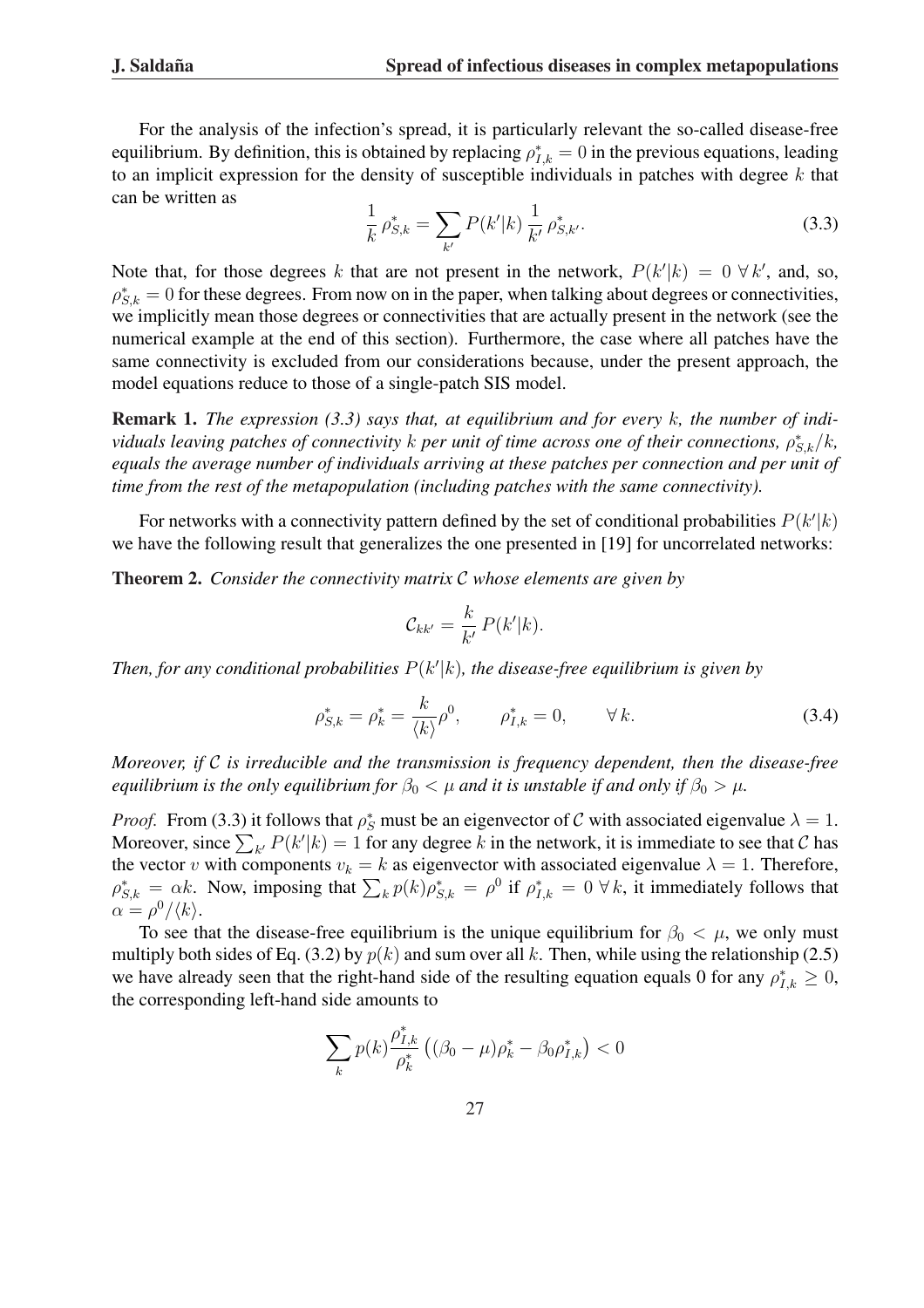For the analysis of the infection's spread, it is particularly relevant the so-called disease-free equilibrium. By definition, this is obtained by replacing $\rho^*_{I,k} = 0$ in the previous equations, leading to an implicit expression for the density of susceptible individuals in patches with degree $k$ that can be written as

$$\frac{1}{k}\,\rho^*_{S,k} = \sum_{k'} P(k'|k)\,\frac{1}{k'}\,\rho^*_{S,k'}. \tag{3.3}$$

Note that, for those degrees $k$ that are not present in the network, $P(k'|k) = 0\ \forall\, k'$, and, so, $\rho^*_{S,k} = 0$ for these degrees. From now on in the paper, when talking about degrees or connectivities, we implicitly mean those degrees or connectivities that are actually present in the network (see the numerical example at the end of this section). Furthermore, the case where all patches have the same connectivity is excluded from our considerations because, under the present approach, the model equations reduce to those of a single-patch SIS model.

**Remark 1.** *The expression (3.3) says that, at equilibrium and for every $k$, the number of individuals leaving patches of connectivity $k$ per unit of time across one of their connections, $\rho^*_{S,k}/k$, equals the average number of individuals arriving at these patches per connection and per unit of time from the rest of the metapopulation (including patches with the same connectivity).*

For networks with a connectivity pattern defined by the set of conditional probabilities $P(k'|k)$ we have the following result that generalizes the one presented in [19] for uncorrelated networks:

**Theorem 2.** *Consider the connectivity matrix $\mathcal{C}$ whose elements are given by*

$$\mathcal{C}_{kk'} = \frac{k}{k'}\,P(k'|k).$$

*Then, for any conditional probabilities $P(k'|k)$, the disease-free equilibrium is given by*

$$\rho^*_{S,k} = \rho^*_k = \frac{k}{\langle k\rangle}\rho^0, \qquad \rho^*_{I,k} = 0, \qquad \forall\, k. \tag{3.4}$$

*Moreover, if $\mathcal{C}$ is irreducible and the transmission is frequency dependent, then the disease-free equilibrium is the only equilibrium for $\beta_0 < \mu$ and it is unstable if and only if $\beta_0 > \mu$.*

*Proof.* From (3.3) it follows that $\rho^*_S$ must be an eigenvector of $\mathcal{C}$ with associated eigenvalue $\lambda = 1$. Moreover, since $\sum_{k'} P(k'|k) = 1$ for any degree $k$ in the network, it is immediate to see that $\mathcal{C}$ has the vector $v$ with components $v_k = k$ as eigenvector with associated eigenvalue $\lambda = 1$. Therefore, $\rho^*_{S,k} = \alpha k$. Now, imposing that $\sum_k p(k)\rho^*_{S,k} = \rho^0$ if $\rho^*_{I,k} = 0\ \forall\, k$, it immediately follows that $\alpha = \rho^0/\langle k\rangle$.

To see that the disease-free equilibrium is the unique equilibrium for $\beta_0 < \mu$, we only must multiply both sides of Eq. (3.2) by $p(k)$ and sum over all $k$. Then, while using the relationship (2.5) we have already seen that the right-hand side of the resulting equation equals 0 for any $\rho^*_{I,k} \geq 0$, the corresponding left-hand side amounts to

$$\sum_k p(k)\frac{\rho^*_{I,k}}{\rho^*_k}\left((\beta_0 - \mu)\rho^*_k - \beta_0\rho^*_{I,k}\right) < 0$$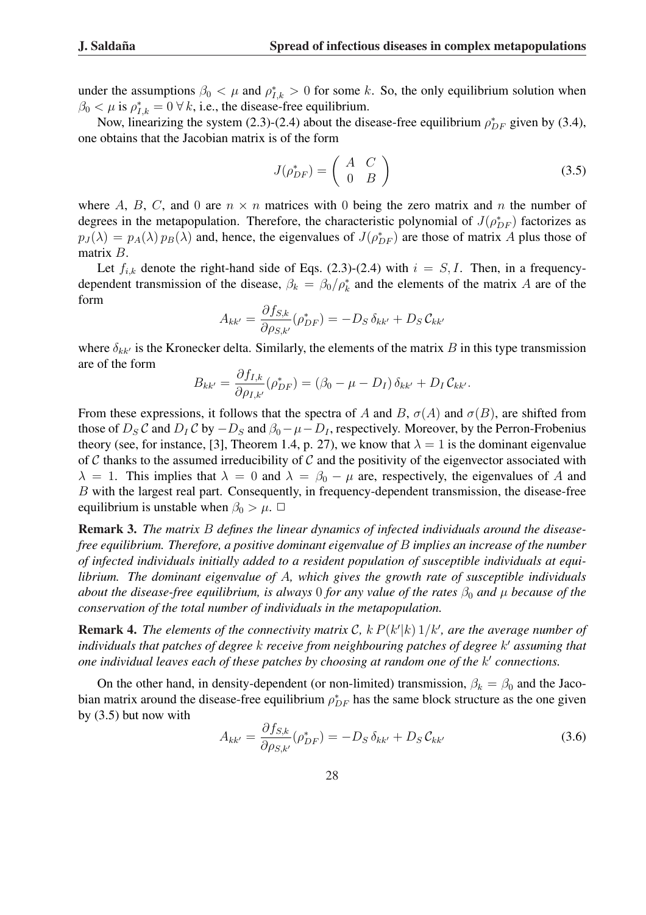under the assumptions $\beta_0 < \mu$ and $\rho^*_{I,k} > 0$ for some $k$. So, the only equilibrium solution when $\beta_0 < \mu$ is $\rho^*_{I,k} = 0 \; \forall\, k$, i.e., the disease-free equilibrium.

Now, linearizing the system (2.3)-(2.4) about the disease-free equilibrium $\rho^*_{DF}$ given by (3.4), one obtains that the Jacobian matrix is of the form

$$J(\rho^*_{DF}) = \begin{pmatrix} A & C \\ 0 & B \end{pmatrix} \tag{3.5}$$

where $A$, $B$, $C$, and $0$ are $n \times n$ matrices with $0$ being the zero matrix and $n$ the number of degrees in the metapopulation. Therefore, the characteristic polynomial of $J(\rho^*_{DF})$ factorizes as $p_J(\lambda) = p_A(\lambda)\, p_B(\lambda)$ and, hence, the eigenvalues of $J(\rho^*_{DF})$ are those of matrix $A$ plus those of matrix $B$.

Let $f_{i,k}$ denote the right-hand side of Eqs. (2.3)-(2.4) with $i = S, I$. Then, in a frequency-dependent transmission of the disease, $\beta_k = \beta_0/\rho^*_k$ and the elements of the matrix $A$ are of the form

$$A_{kk'} = \frac{\partial f_{S,k}}{\partial \rho_{S,k'}}(\rho^*_{DF}) = -D_S\, \delta_{kk'} + D_S\, \mathcal{C}_{kk'}$$

where $\delta_{kk'}$ is the Kronecker delta. Similarly, the elements of the matrix $B$ in this type transmission are of the form

$$B_{kk'} = \frac{\partial f_{I,k}}{\partial \rho_{I,k'}}(\rho^*_{DF}) = (\beta_0 - \mu - D_I)\, \delta_{kk'} + D_I\, \mathcal{C}_{kk'}.$$

From these expressions, it follows that the spectra of $A$ and $B$, $\sigma(A)$ and $\sigma(B)$, are shifted from those of $D_S\, \mathcal{C}$ and $D_I\, \mathcal{C}$ by $-D_S$ and $\beta_0 - \mu - D_I$, respectively. Moreover, by the Perron-Frobenius theory (see, for instance, [3], Theorem 1.4, p. 27), we know that $\lambda = 1$ is the dominant eigenvalue of $\mathcal{C}$ thanks to the assumed irreducibility of $\mathcal{C}$ and the positivity of the eigenvector associated with $\lambda = 1$. This implies that $\lambda = 0$ and $\lambda = \beta_0 - \mu$ are, respectively, the eigenvalues of $A$ and $B$ with the largest real part. Consequently, in frequency-dependent transmission, the disease-free equilibrium is unstable when $\beta_0 > \mu$. □

**Remark 3.** *The matrix $B$ defines the linear dynamics of infected individuals around the disease-free equilibrium. Therefore, a positive dominant eigenvalue of $B$ implies an increase of the number of infected individuals initially added to a resident population of susceptible individuals at equilibrium. The dominant eigenvalue of $A$, which gives the growth rate of susceptible individuals about the disease-free equilibrium, is always $0$ for any value of the rates $\beta_0$ and $\mu$ because of the conservation of the total number of individuals in the metapopulation.*

**Remark 4.** *The elements of the connectivity matrix $\mathcal{C}$, $k\, P(k'|k)\, 1/k'$, are the average number of individuals that patches of degree $k$ receive from neighbouring patches of degree $k'$ assuming that one individual leaves each of these patches by choosing at random one of the $k'$ connections.*

On the other hand, in density-dependent (or non-limited) transmission, $\beta_k = \beta_0$ and the Jacobian matrix around the disease-free equilibrium $\rho^*_{DF}$ has the same block structure as the one given by (3.5) but now with

$$A_{kk'} = \frac{\partial f_{S,k}}{\partial \rho_{S,k'}}(\rho^*_{DF}) = -D_S\, \delta_{kk'} + D_S\, \mathcal{C}_{kk'} \tag{3.6}$$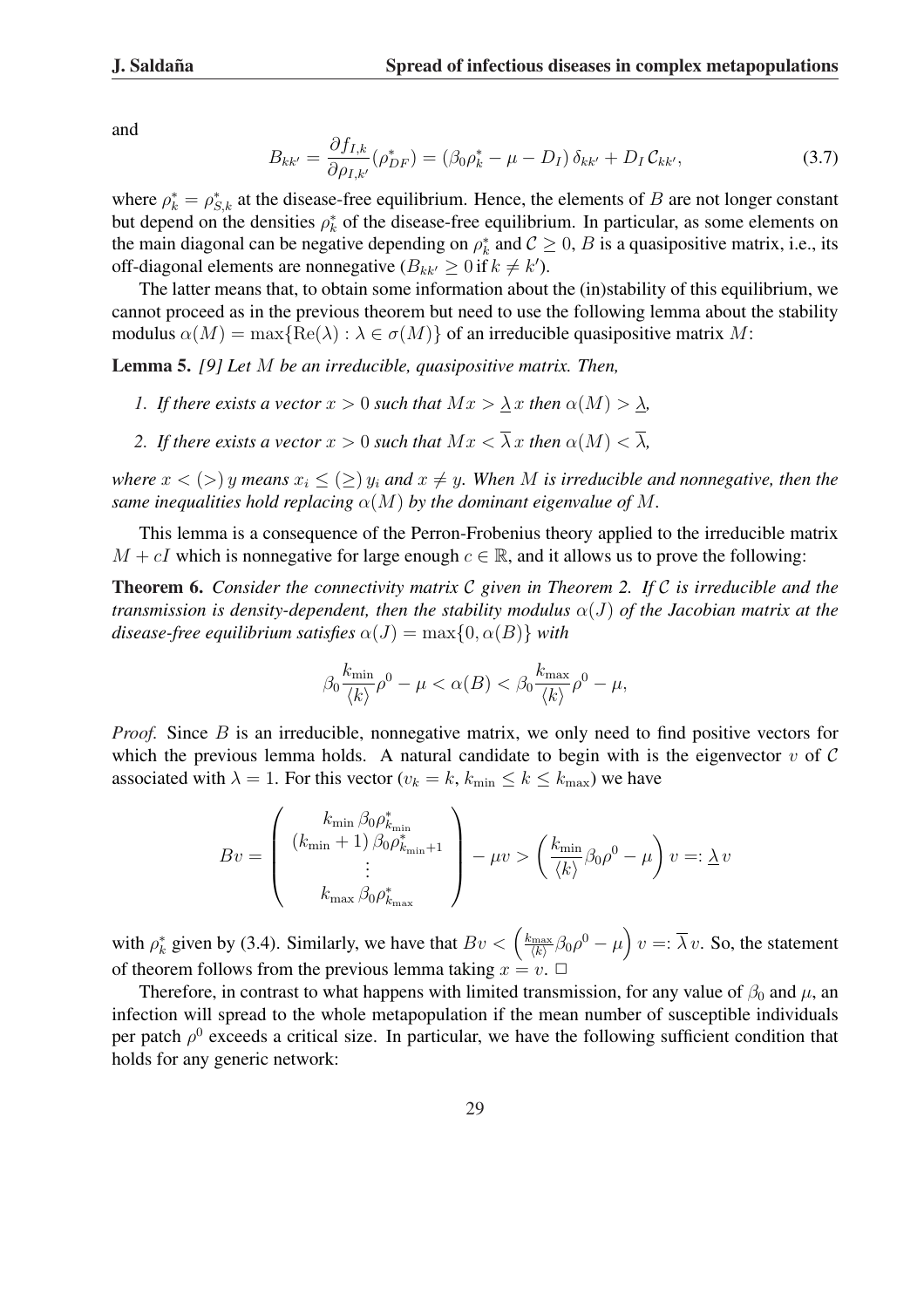and

$$B_{kk'} = \frac{\partial f_{I,k}}{\partial \rho_{I,k'}}(\rho^*_{DF}) = (\beta_0 \rho^*_k - \mu - D_I)\,\delta_{kk'} + D_I\,\mathcal{C}_{kk'}, \tag{3.7}$$

where $\rho^*_k = \rho^*_{S,k}$ at the disease-free equilibrium. Hence, the elements of $B$ are not longer constant but depend on the densities $\rho^*_k$ of the disease-free equilibrium. In particular, as some elements on the main diagonal can be negative depending on $\rho^*_k$ and $\mathcal{C} \geq 0$, $B$ is a quasipositive matrix, i.e., its off-diagonal elements are nonnegative ($B_{kk'} \geq 0$ if $k \neq k'$).

The latter means that, to obtain some information about the (in)stability of this equilibrium, we cannot proceed as in the previous theorem but need to use the following lemma about the stability modulus $\alpha(M) = \max\{\mathrm{Re}(\lambda) : \lambda \in \sigma(M)\}$ of an irreducible quasipositive matrix $M$:

**Lemma 5.** *[9] Let $M$ be an irreducible, quasipositive matrix. Then,*

1. *If there exists a vector $x > 0$ such that $Mx > \underline{\lambda}\,x$ then $\alpha(M) > \underline{\lambda}$,*
2. *If there exists a vector $x > 0$ such that $Mx < \overline{\lambda}\,x$ then $\alpha(M) < \overline{\lambda}$,*

*where $x < (>)\, y$ means $x_i \leq (\geq)\, y_i$ and $x \neq y$. When $M$ is irreducible and nonnegative, then the same inequalities hold replacing $\alpha(M)$ by the dominant eigenvalue of $M$.*

This lemma is a consequence of the Perron-Frobenius theory applied to the irreducible matrix $M + cI$ which is nonnegative for large enough $c \in \mathbb{R}$, and it allows us to prove the following:

**Theorem 6.** *Consider the connectivity matrix $\mathcal{C}$ given in Theorem 2. If $\mathcal{C}$ is irreducible and the transmission is density-dependent, then the stability modulus $\alpha(J)$ of the Jacobian matrix at the disease-free equilibrium satisfies $\alpha(J) = \max\{0, \alpha(B)\}$ with*

$$\beta_0 \frac{k_{\min}}{\langle k \rangle}\rho^0 - \mu < \alpha(B) < \beta_0 \frac{k_{\max}}{\langle k \rangle}\rho^0 - \mu,$$

*Proof.* Since $B$ is an irreducible, nonnegative matrix, we only need to find positive vectors for which the previous lemma holds. A natural candidate to begin with is the eigenvector $v$ of $\mathcal{C}$ associated with $\lambda = 1$. For this vector ($v_k = k$, $k_{\min} \leq k \leq k_{\max}$) we have

$$Bv = \begin{pmatrix} k_{\min}\,\beta_0 \rho^*_{k_{\min}} \\ (k_{\min}+1)\,\beta_0 \rho^*_{k_{\min}+1} \\ \vdots \\ k_{\max}\,\beta_0 \rho^*_{k_{\max}} \end{pmatrix} - \mu v > \left(\frac{k_{\min}}{\langle k \rangle}\beta_0 \rho^0 - \mu\right) v =: \underline{\lambda}\, v$$

with $\rho^*_k$ given by (3.4). Similarly, we have that $Bv < \left(\frac{k_{\max}}{\langle k \rangle}\beta_0 \rho^0 - \mu\right) v =: \overline{\lambda}\, v$. So, the statement of theorem follows from the previous lemma taking $x = v$. $\square$

Therefore, in contrast to what happens with limited transmission, for any value of $\beta_0$ and $\mu$, an infection will spread to the whole metapopulation if the mean number of susceptible individuals per patch $\rho^0$ exceeds a critical size. In particular, we have the following sufficient condition that holds for any generic network: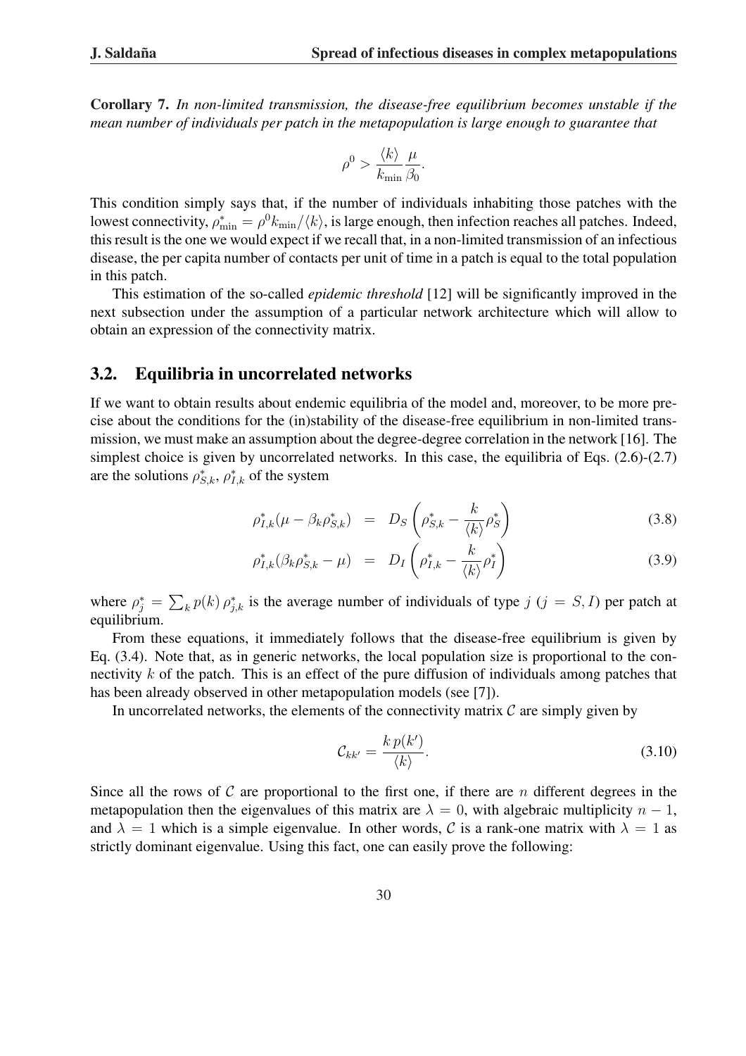**Corollary 7.** *In non-limited transmission, the disease-free equilibrium becomes unstable if the mean number of individuals per patch in the metapopulation is large enough to guarantee that*

$$\rho^0 > \frac{\langle k \rangle}{k_{\min}} \frac{\mu}{\beta_0}.$$

This condition simply says that, if the number of individuals inhabiting those patches with the lowest connectivity, $\rho^*_{\min} = \rho^0 k_{\min}/\langle k \rangle$, is large enough, then infection reaches all patches. Indeed, this result is the one we would expect if we recall that, in a non-limited transmission of an infectious disease, the per capita number of contacts per unit of time in a patch is equal to the total population in this patch.

This estimation of the so-called *epidemic threshold* [12] will be significantly improved in the next subsection under the assumption of a particular network architecture which will allow to obtain an expression of the connectivity matrix.

## 3.2. Equilibria in uncorrelated networks

If we want to obtain results about endemic equilibria of the model and, moreover, to be more precise about the conditions for the (in)stability of the disease-free equilibrium in non-limited transmission, we must make an assumption about the degree-degree correlation in the network [16]. The simplest choice is given by uncorrelated networks. In this case, the equilibria of Eqs. (2.6)-(2.7) are the solutions $\rho^*_{S,k}$, $\rho^*_{I,k}$ of the system

$$\rho^*_{I,k}(\mu - \beta_k \rho^*_{S,k}) = D_S \left( \rho^*_{S,k} - \frac{k}{\langle k \rangle} \rho^*_S \right) \tag{3.8}$$

$$\rho^*_{I,k}(\beta_k \rho^*_{S,k} - \mu) = D_I \left( \rho^*_{I,k} - \frac{k}{\langle k \rangle} \rho^*_I \right) \tag{3.9}$$

where $\rho^*_j = \sum_k p(k)\, \rho^*_{j,k}$ is the average number of individuals of type $j$ ($j = S, I$) per patch at equilibrium.

From these equations, it immediately follows that the disease-free equilibrium is given by Eq. (3.4). Note that, as in generic networks, the local population size is proportional to the connectivity $k$ of the patch. This is an effect of the pure diffusion of individuals among patches that has been already observed in other metapopulation models (see [7]).

In uncorrelated networks, the elements of the connectivity matrix $\mathcal{C}$ are simply given by

$$\mathcal{C}_{kk'} = \frac{k\, p(k')}{\langle k \rangle}. \tag{3.10}$$

Since all the rows of $\mathcal{C}$ are proportional to the first one, if there are $n$ different degrees in the metapopulation then the eigenvalues of this matrix are $\lambda = 0$, with algebraic multiplicity $n - 1$, and $\lambda = 1$ which is a simple eigenvalue. In other words, $\mathcal{C}$ is a rank-one matrix with $\lambda = 1$ as strictly dominant eigenvalue. Using this fact, one can easily prove the following: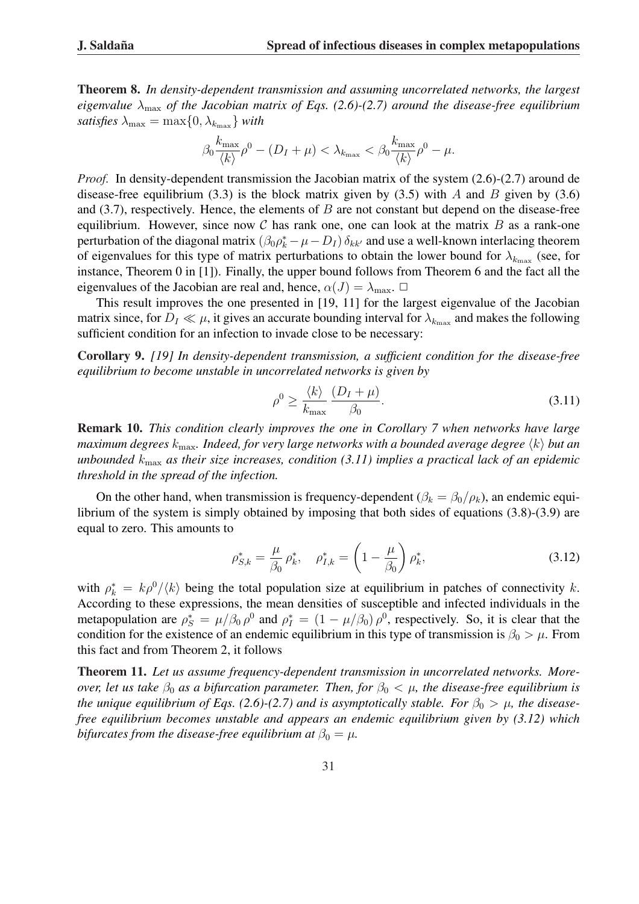**Theorem 8.** *In density-dependent transmission and assuming uncorrelated networks, the largest eigenvalue $\lambda_{\max}$ of the Jacobian matrix of Eqs. (2.6)-(2.7) around the disease-free equilibrium satisfies $\lambda_{\max} = \max\{0, \lambda_{k_{\max}}\}$ with*

$$\beta_0 \frac{k_{\max}}{\langle k \rangle} \rho^0 - (D_I + \mu) < \lambda_{k_{\max}} < \beta_0 \frac{k_{\max}}{\langle k \rangle} \rho^0 - \mu.$$

*Proof.* In density-dependent transmission the Jacobian matrix of the system (2.6)-(2.7) around de disease-free equilibrium (3.3) is the block matrix given by (3.5) with $A$ and $B$ given by (3.6) and (3.7), respectively. Hence, the elements of $B$ are not constant but depend on the disease-free equilibrium. However, since now $\mathcal{C}$ has rank one, one can look at the matrix $B$ as a rank-one perturbation of the diagonal matrix $(\beta_0 \rho_k^* - \mu - D_I)\,\delta_{kk'}$ and use a well-known interlacing theorem of eigenvalues for this type of matrix perturbations to obtain the lower bound for $\lambda_{k_{\max}}$ (see, for instance, Theorem 0 in [1]). Finally, the upper bound follows from Theorem 6 and the fact all the eigenvalues of the Jacobian are real and, hence, $\alpha(J) = \lambda_{\max}$. □

This result improves the one presented in [19, 11] for the largest eigenvalue of the Jacobian matrix since, for $D_I \ll \mu$, it gives an accurate bounding interval for $\lambda_{k_{\max}}$ and makes the following sufficient condition for an infection to invade close to be necessary:

**Corollary 9.** *[19] In density-dependent transmission, a sufficient condition for the disease-free equilibrium to become unstable in uncorrelated networks is given by*

$$\rho^0 \geq \frac{\langle k \rangle}{k_{\max}} \frac{(D_I + \mu)}{\beta_0}. \tag{3.11}$$

**Remark 10.** *This condition clearly improves the one in Corollary 7 when networks have large maximum degrees $k_{\max}$. Indeed, for very large networks with a bounded average degree $\langle k \rangle$ but an unbounded $k_{\max}$ as their size increases, condition (3.11) implies a practical lack of an epidemic threshold in the spread of the infection.*

On the other hand, when transmission is frequency-dependent ($\beta_k = \beta_0/\rho_k$), an endemic equilibrium of the system is simply obtained by imposing that both sides of equations (3.8)-(3.9) are equal to zero. This amounts to

$$\rho_{S,k}^* = \frac{\mu}{\beta_0}\,\rho_k^*, \quad \rho_{I,k}^* = \left(1 - \frac{\mu}{\beta_0}\right)\rho_k^*, \tag{3.12}$$

with $\rho_k^* = k\rho^0/\langle k \rangle$ being the total population size at equilibrium in patches of connectivity $k$. According to these expressions, the mean densities of susceptible and infected individuals in the metapopulation are $\rho_S^* = \mu/\beta_0\,\rho^0$ and $\rho_I^* = (1 - \mu/\beta_0)\,\rho^0$, respectively. So, it is clear that the condition for the existence of an endemic equilibrium in this type of transmission is $\beta_0 > \mu$. From this fact and from Theorem 2, it follows

**Theorem 11.** *Let us assume frequency-dependent transmission in uncorrelated networks. Moreover, let us take $\beta_0$ as a bifurcation parameter. Then, for $\beta_0 < \mu$, the disease-free equilibrium is the unique equilibrium of Eqs. (2.6)-(2.7) and is asymptotically stable. For $\beta_0 > \mu$, the disease-free equilibrium becomes unstable and appears an endemic equilibrium given by (3.12) which bifurcates from the disease-free equilibrium at $\beta_0 = \mu$.*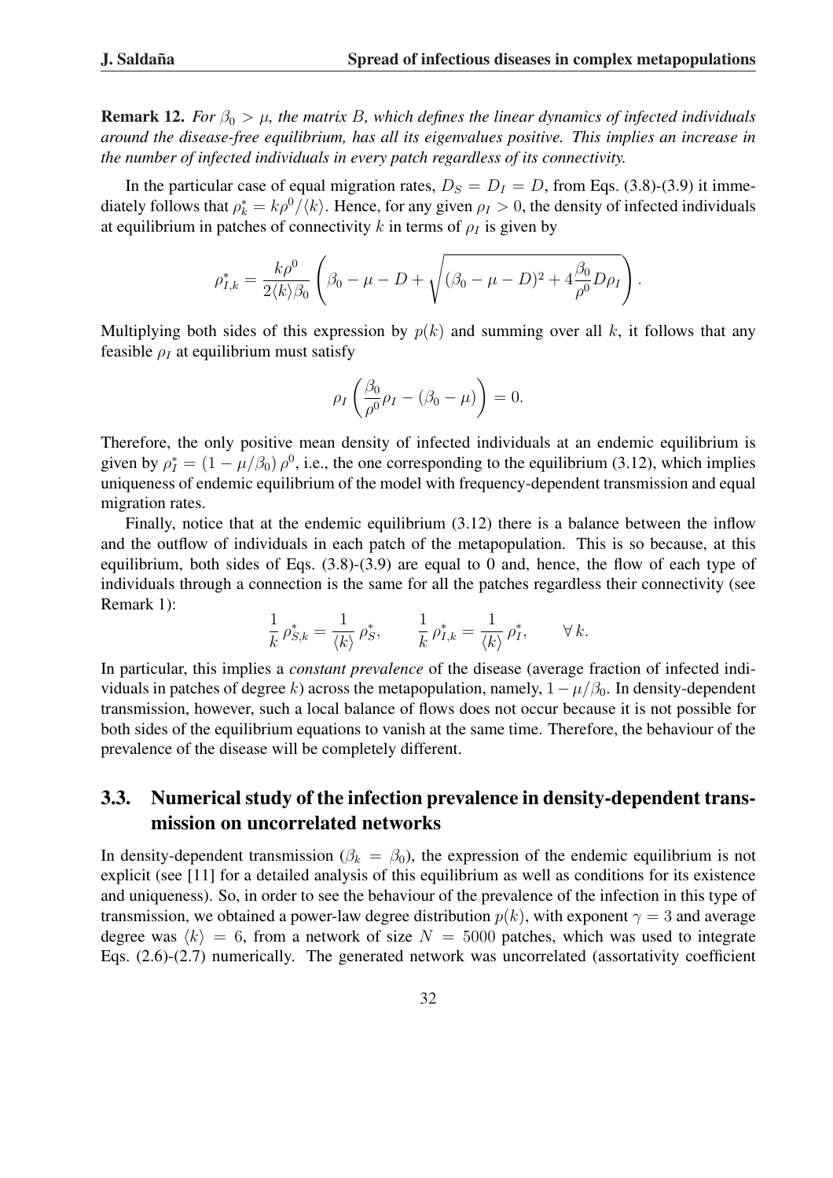**Remark 12.** *For $\beta_0 > \mu$, the matrix $B$, which defines the linear dynamics of infected individuals around the disease-free equilibrium, has all its eigenvalues positive. This implies an increase in the number of infected individuals in every patch regardless of its connectivity.*

In the particular case of equal migration rates, $D_S = D_I = D$, from Eqs. (3.8)-(3.9) it immediately follows that $\rho_k^* = k\rho^0/\langle k\rangle$. Hence, for any given $\rho_I > 0$, the density of infected individuals at equilibrium in patches of connectivity $k$ in terms of $\rho_I$ is given by

$$\rho_{I,k}^* = \frac{k\rho^0}{2\langle k\rangle\beta_0}\left(\beta_0 - \mu - D + \sqrt{(\beta_0 - \mu - D)^2 + 4\frac{\beta_0}{\rho^0}D\rho_I}\right).$$

Multiplying both sides of this expression by $p(k)$ and summing over all $k$, it follows that any feasible $\rho_I$ at equilibrium must satisfy

$$\rho_I\left(\frac{\beta_0}{\rho^0}\rho_I - (\beta_0 - \mu)\right) = 0.$$

Therefore, the only positive mean density of infected individuals at an endemic equilibrium is given by $\rho_I^* = (1 - \mu/\beta_0)\,\rho^0$, i.e., the one corresponding to the equilibrium (3.12), which implies uniqueness of endemic equilibrium of the model with frequency-dependent transmission and equal migration rates.

Finally, notice that at the endemic equilibrium (3.12) there is a balance between the inflow and the outflow of individuals in each patch of the metapopulation. This is so because, at this equilibrium, both sides of Eqs. (3.8)-(3.9) are equal to 0 and, hence, the flow of each type of individuals through a connection is the same for all the patches regardless their connectivity (see Remark 1):

$$\frac{1}{k}\,\rho_{S,k}^* = \frac{1}{\langle k\rangle}\,\rho_S^*, \qquad \frac{1}{k}\,\rho_{I,k}^* = \frac{1}{\langle k\rangle}\,\rho_I^*, \qquad \forall\, k.$$

In particular, this implies a *constant prevalence* of the disease (average fraction of infected individuals in patches of degree $k$) across the metapopulation, namely, $1 - \mu/\beta_0$. In density-dependent transmission, however, such a local balance of flows does not occur because it is not possible for both sides of the equilibrium equations to vanish at the same time. Therefore, the behaviour of the prevalence of the disease will be completely different.

## 3.3. Numerical study of the infection prevalence in density-dependent transmission on uncorrelated networks

In density-dependent transmission ($\beta_k = \beta_0$), the expression of the endemic equilibrium is not explicit (see [11] for a detailed analysis of this equilibrium as well as conditions for its existence and uniqueness). So, in order to see the behaviour of the prevalence of the infection in this type of transmission, we obtained a power-law degree distribution $p(k)$, with exponent $\gamma = 3$ and average degree was $\langle k\rangle = 6$, from a network of size $N = 5000$ patches, which was used to integrate Eqs. (2.6)-(2.7) numerically. The generated network was uncorrelated (assortativity coefficient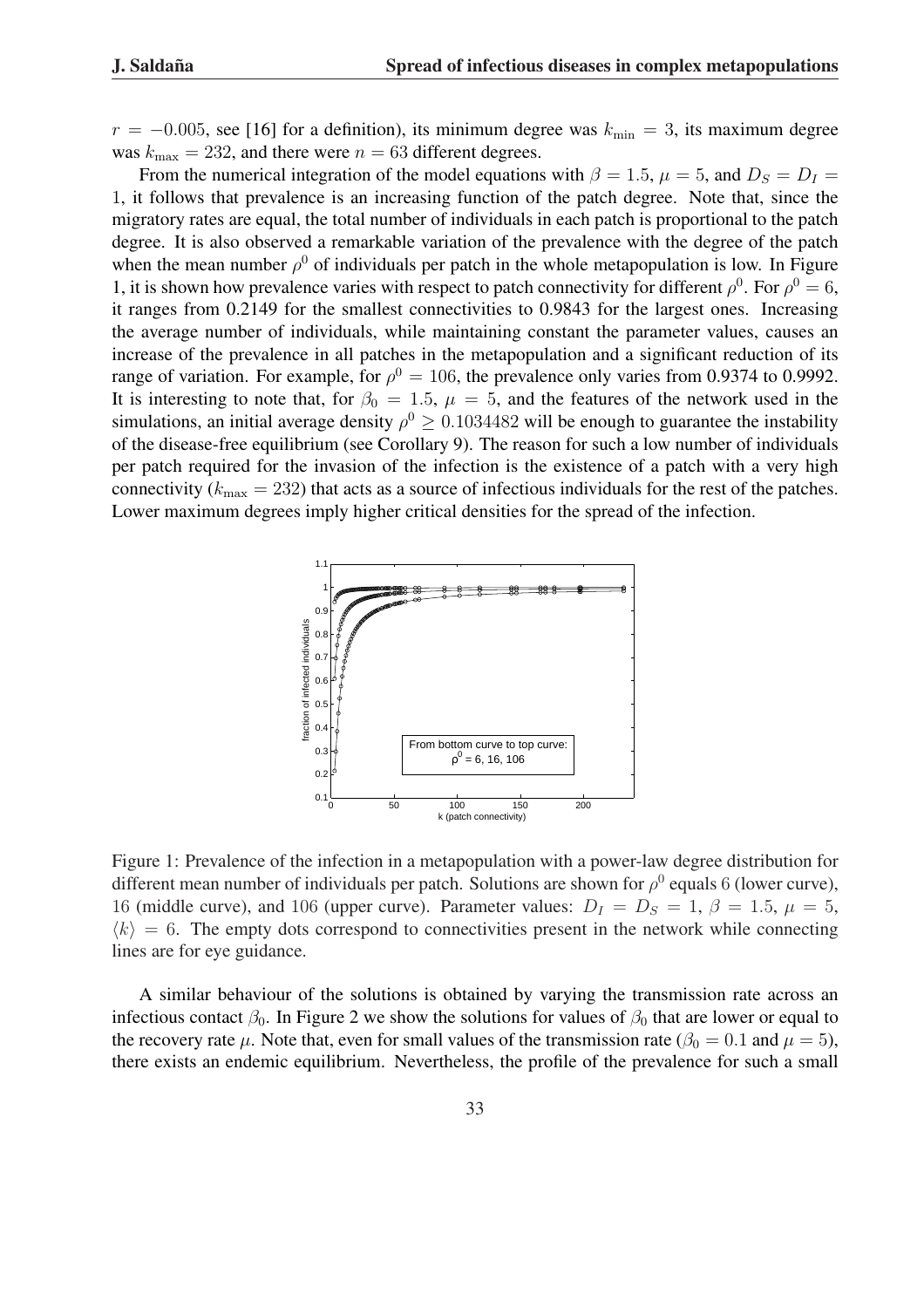$r = -0.005$, see [16] for a definition), its minimum degree was $k_{\min} = 3$, its maximum degree was $k_{\max} = 232$, and there were $n = 63$ different degrees.

From the numerical integration of the model equations with $\beta = 1.5$, $\mu = 5$, and $D_S = D_I = 1$, it follows that prevalence is an increasing function of the patch degree. Note that, since the migratory rates are equal, the total number of individuals in each patch is proportional to the patch degree. It is also observed a remarkable variation of the prevalence with the degree of the patch when the mean number $\rho^0$ of individuals per patch in the whole metapopulation is low. In Figure 1, it is shown how prevalence varies with respect to patch connectivity for different $\rho^0$. For $\rho^0 = 6$, it ranges from 0.2149 for the smallest connectivities to 0.9843 for the largest ones. Increasing the average number of individuals, while maintaining constant the parameter values, causes an increase of the prevalence in all patches in the metapopulation and a significant reduction of its range of variation. For example, for $\rho^0 = 106$, the prevalence only varies from 0.9374 to 0.9992. It is interesting to note that, for $\beta_0 = 1.5$, $\mu = 5$, and the features of the network used in the simulations, an initial average density $\rho^0 \geq 0.1034482$ will be enough to guarantee the instability of the disease-free equilibrium (see Corollary 9). The reason for such a low number of individuals per patch required for the invasion of the infection is the existence of a patch with a very high connectivity ($k_{\max} = 232$) that acts as a source of infectious individuals for the rest of the patches. Lower maximum degrees imply higher critical densities for the spread of the infection.

Figure 1: Prevalence of the infection in a metapopulation with a power-law degree distribution for different mean number of individuals per patch. Solutions are shown for $\rho^0$ equals 6 (lower curve), 16 (middle curve), and 106 (upper curve). Parameter values: $D_I = D_S = 1$, $\beta = 1.5$, $\mu = 5$, $\langle k \rangle = 6$. The empty dots correspond to connectivities present in the network while connecting lines are for eye guidance.

A similar behaviour of the solutions is obtained by varying the transmission rate across an infectious contact $\beta_0$. In Figure 2 we show the solutions for values of $\beta_0$ that are lower or equal to the recovery rate $\mu$. Note that, even for small values of the transmission rate ($\beta_0 = 0.1$ and $\mu = 5$), there exists an endemic equilibrium. Nevertheless, the profile of the prevalence for such a small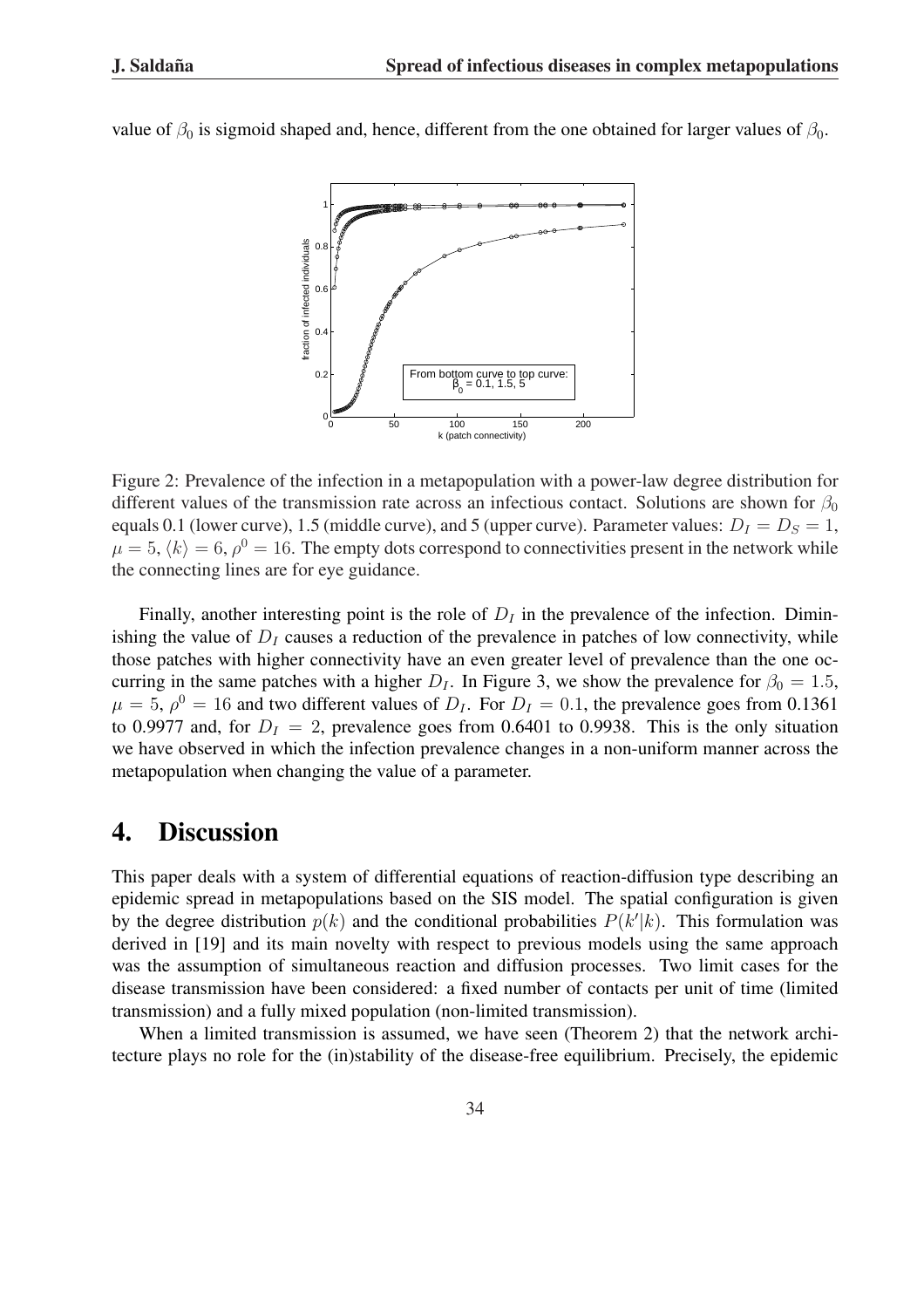value of $\beta_0$ is sigmoid shaped and, hence, different from the one obtained for larger values of $\beta_0$.

Figure 2: Prevalence of the infection in a metapopulation with a power-law degree distribution for different values of the transmission rate across an infectious contact. Solutions are shown for $\beta_0$ equals 0.1 (lower curve), 1.5 (middle curve), and 5 (upper curve). Parameter values: $D_I = D_S = 1$, $\mu = 5$, $\langle k \rangle = 6$, $\rho^0 = 16$. The empty dots correspond to connectivities present in the network while the connecting lines are for eye guidance.

Finally, another interesting point is the role of $D_I$ in the prevalence of the infection. Diminishing the value of $D_I$ causes a reduction of the prevalence in patches of low connectivity, while those patches with higher connectivity have an even greater level of prevalence than the one occurring in the same patches with a higher $D_I$. In Figure 3, we show the prevalence for $\beta_0 = 1.5$, $\mu = 5$, $\rho^0 = 16$ and two different values of $D_I$. For $D_I = 0.1$, the prevalence goes from 0.1361 to 0.9977 and, for $D_I = 2$, prevalence goes from 0.6401 to 0.9938. This is the only situation we have observed in which the infection prevalence changes in a non-uniform manner across the metapopulation when changing the value of a parameter.

# 4. Discussion

This paper deals with a system of differential equations of reaction-diffusion type describing an epidemic spread in metapopulations based on the SIS model. The spatial configuration is given by the degree distribution $p(k)$ and the conditional probabilities $P(k'|k)$. This formulation was derived in [19] and its main novelty with respect to previous models using the same approach was the assumption of simultaneous reaction and diffusion processes. Two limit cases for the disease transmission have been considered: a fixed number of contacts per unit of time (limited transmission) and a fully mixed population (non-limited transmission).

When a limited transmission is assumed, we have seen (Theorem 2) that the network architecture plays no role for the (in)stability of the disease-free equilibrium. Precisely, the epidemic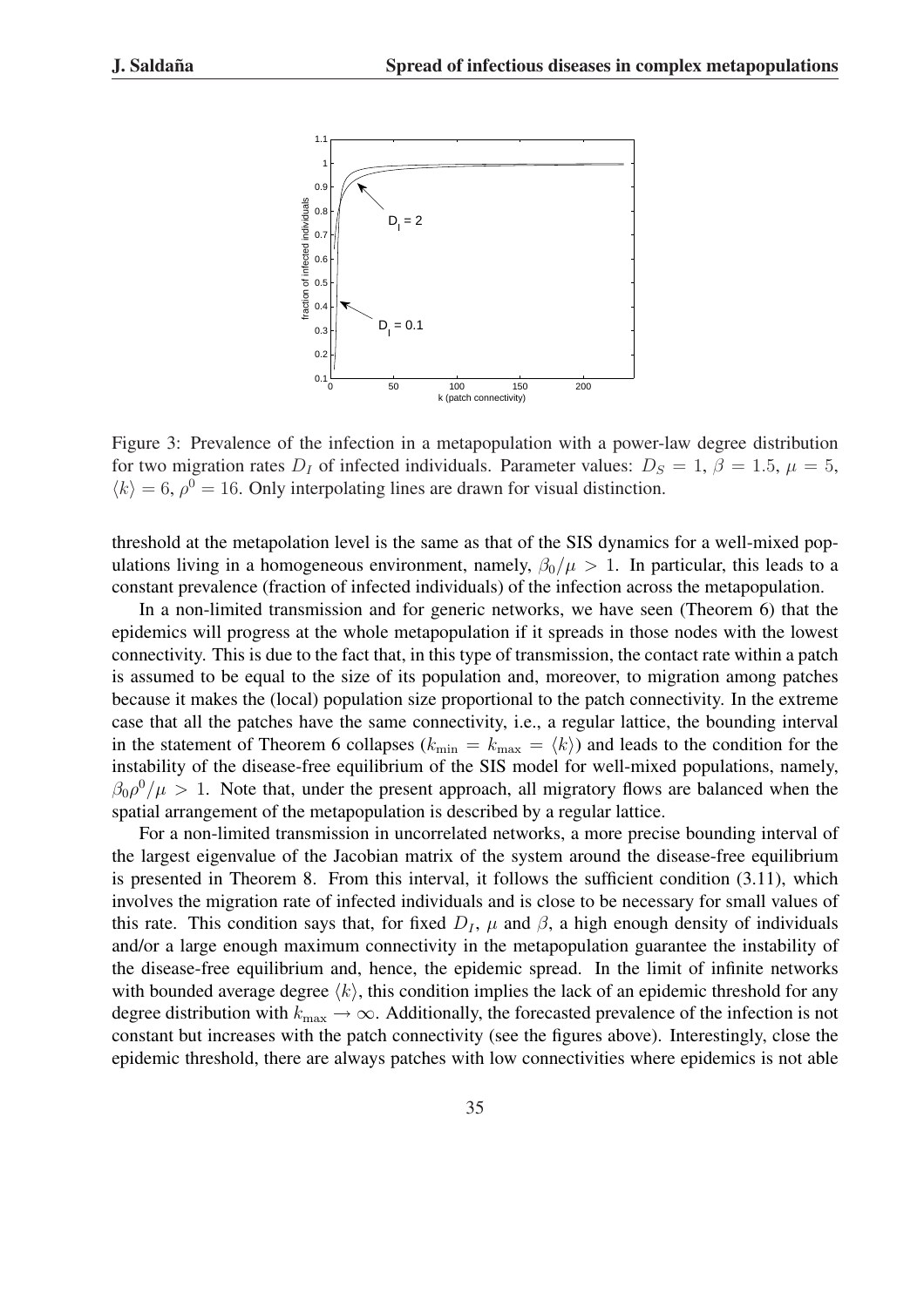Figure 3: Prevalence of the infection in a metapopulation with a power-law degree distribution for two migration rates $D_I$ of infected individuals. Parameter values: $D_S = 1$, $\beta = 1.5$, $\mu = 5$, $\langle k \rangle = 6$, $\rho^0 = 16$. Only interpolating lines are drawn for visual distinction.

threshold at the metapolation level is the same as that of the SIS dynamics for a well-mixed populations living in a homogeneous environment, namely, $\beta_0/\mu > 1$. In particular, this leads to a constant prevalence (fraction of infected individuals) of the infection across the metapopulation.

In a non-limited transmission and for generic networks, we have seen (Theorem 6) that the epidemics will progress at the whole metapopulation if it spreads in those nodes with the lowest connectivity. This is due to the fact that, in this type of transmission, the contact rate within a patch is assumed to be equal to the size of its population and, moreover, to migration among patches because it makes the (local) population size proportional to the patch connectivity. In the extreme case that all the patches have the same connectivity, i.e., a regular lattice, the bounding interval in the statement of Theorem 6 collapses ($k_{\min} = k_{\max} = \langle k \rangle$) and leads to the condition for the instability of the disease-free equilibrium of the SIS model for well-mixed populations, namely, $\beta_0\rho^0/\mu > 1$. Note that, under the present approach, all migratory flows are balanced when the spatial arrangement of the metapopulation is described by a regular lattice.

For a non-limited transmission in uncorrelated networks, a more precise bounding interval of the largest eigenvalue of the Jacobian matrix of the system around the disease-free equilibrium is presented in Theorem 8. From this interval, it follows the sufficient condition (3.11), which involves the migration rate of infected individuals and is close to be necessary for small values of this rate. This condition says that, for fixed $D_I$, $\mu$ and $\beta$, a high enough density of individuals and/or a large enough maximum connectivity in the metapopulation guarantee the instability of the disease-free equilibrium and, hence, the epidemic spread. In the limit of infinite networks with bounded average degree $\langle k \rangle$, this condition implies the lack of an epidemic threshold for any degree distribution with $k_{\max} \to \infty$. Additionally, the forecasted prevalence of the infection is not constant but increases with the patch connectivity (see the figures above). Interestingly, close the epidemic threshold, there are always patches with low connectivities where epidemics is not able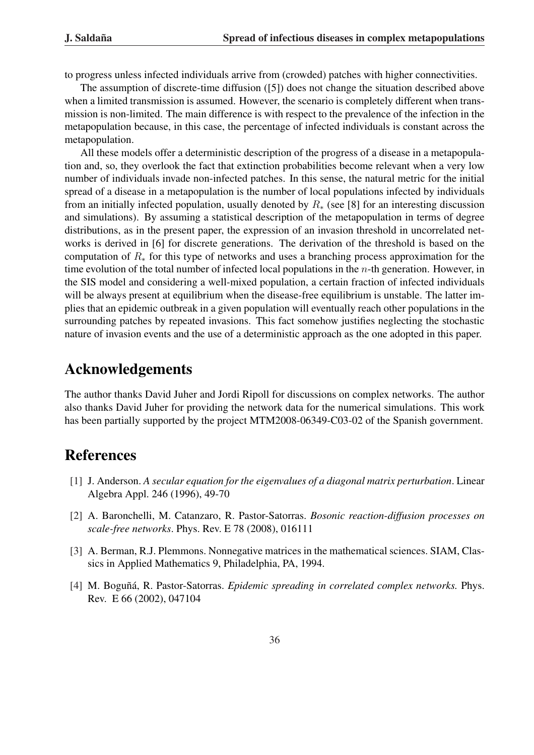to progress unless infected individuals arrive from (crowded) patches with higher connectivities.

The assumption of discrete-time diffusion ([5]) does not change the situation described above when a limited transmission is assumed. However, the scenario is completely different when transmission is non-limited. The main difference is with respect to the prevalence of the infection in the metapopulation because, in this case, the percentage of infected individuals is constant across the metapopulation.

All these models offer a deterministic description of the progress of a disease in a metapopulation and, so, they overlook the fact that extinction probabilities become relevant when a very low number of individuals invade non-infected patches. In this sense, the natural metric for the initial spread of a disease in a metapopulation is the number of local populations infected by individuals from an initially infected population, usually denoted by $R_*$ (see [8] for an interesting discussion and simulations). By assuming a statistical description of the metapopulation in terms of degree distributions, as in the present paper, the expression of an invasion threshold in uncorrelated networks is derived in [6] for discrete generations. The derivation of the threshold is based on the computation of $R_*$ for this type of networks and uses a branching process approximation for the time evolution of the total number of infected local populations in the $n$-th generation. However, in the SIS model and considering a well-mixed population, a certain fraction of infected individuals will be always present at equilibrium when the disease-free equilibrium is unstable. The latter implies that an epidemic outbreak in a given population will eventually reach other populations in the surrounding patches by repeated invasions. This fact somehow justifies neglecting the stochastic nature of invasion events and the use of a deterministic approach as the one adopted in this paper.

## Acknowledgements

The author thanks David Juher and Jordi Ripoll for discussions on complex networks. The author also thanks David Juher for providing the network data for the numerical simulations. This work has been partially supported by the project MTM2008-06349-C03-02 of the Spanish government.

## References

[1] J. Anderson. *A secular equation for the eigenvalues of a diagonal matrix perturbation*. Linear Algebra Appl. 246 (1996), 49-70

[2] A. Baronchelli, M. Catanzaro, R. Pastor-Satorras. *Bosonic reaction-diffusion processes on scale-free networks*. Phys. Rev. E 78 (2008), 016111

[3] A. Berman, R.J. Plemmons. Nonnegative matrices in the mathematical sciences. SIAM, Classics in Applied Mathematics 9, Philadelphia, PA, 1994.

[4] M. Boguñá, R. Pastor-Satorras. *Epidemic spreading in correlated complex networks.* Phys. Rev. E 66 (2002), 047104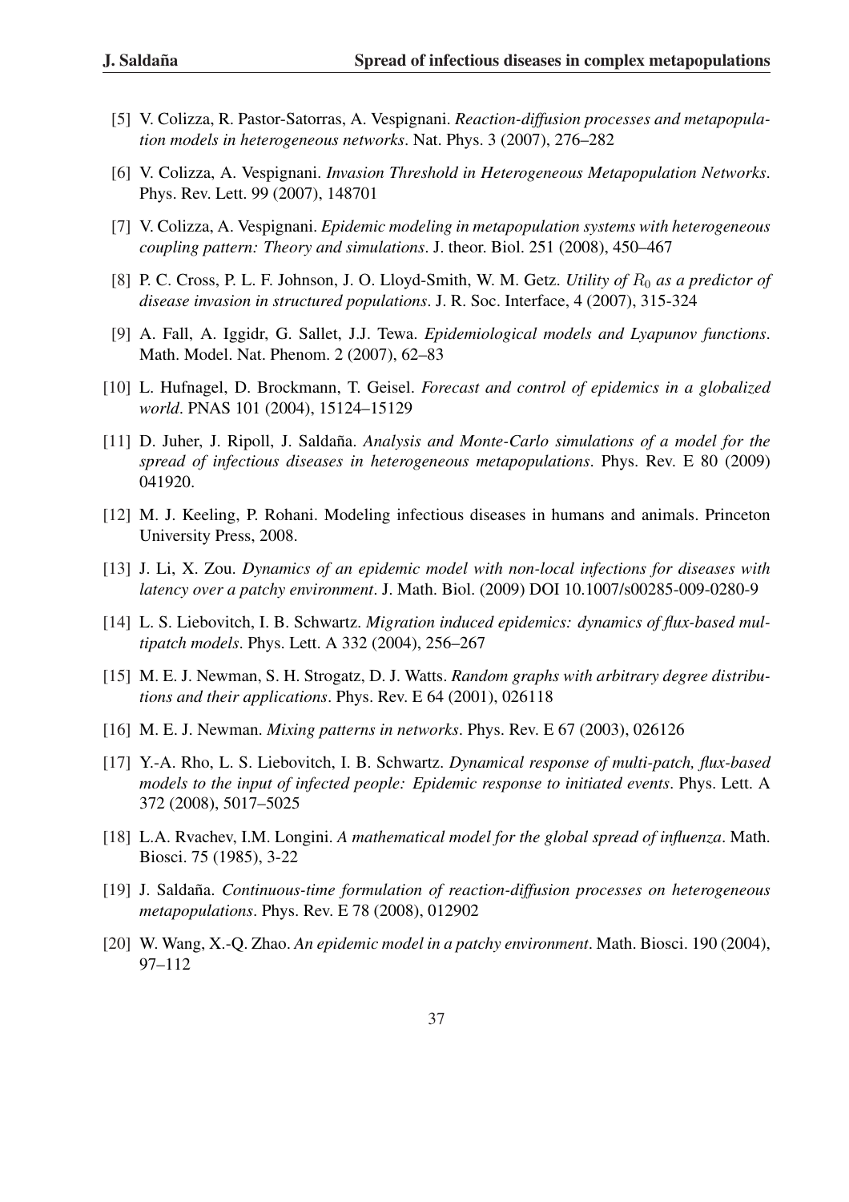[5] V. Colizza, R. Pastor-Satorras, A. Vespignani. *Reaction-diffusion processes and metapopulation models in heterogeneous networks*. Nat. Phys. 3 (2007), 276–282

[6] V. Colizza, A. Vespignani. *Invasion Threshold in Heterogeneous Metapopulation Networks*. Phys. Rev. Lett. 99 (2007), 148701

[7] V. Colizza, A. Vespignani. *Epidemic modeling in metapopulation systems with heterogeneous coupling pattern: Theory and simulations*. J. theor. Biol. 251 (2008), 450–467

[8] P. C. Cross, P. L. F. Johnson, J. O. Lloyd-Smith, W. M. Getz. *Utility of $R_0$ as a predictor of disease invasion in structured populations*. J. R. Soc. Interface, 4 (2007), 315-324

[9] A. Fall, A. Iggidr, G. Sallet, J.J. Tewa. *Epidemiological models and Lyapunov functions*. Math. Model. Nat. Phenom. 2 (2007), 62–83

[10] L. Hufnagel, D. Brockmann, T. Geisel. *Forecast and control of epidemics in a globalized world*. PNAS 101 (2004), 15124–15129

[11] D. Juher, J. Ripoll, J. Saldaña. *Analysis and Monte-Carlo simulations of a model for the spread of infectious diseases in heterogeneous metapopulations*. Phys. Rev. E 80 (2009) 041920.

[12] M. J. Keeling, P. Rohani. Modeling infectious diseases in humans and animals. Princeton University Press, 2008.

[13] J. Li, X. Zou. *Dynamics of an epidemic model with non-local infections for diseases with latency over a patchy environment*. J. Math. Biol. (2009) DOI 10.1007/s00285-009-0280-9

[14] L. S. Liebovitch, I. B. Schwartz. *Migration induced epidemics: dynamics of flux-based multipatch models*. Phys. Lett. A 332 (2004), 256–267

[15] M. E. J. Newman, S. H. Strogatz, D. J. Watts. *Random graphs with arbitrary degree distributions and their applications*. Phys. Rev. E 64 (2001), 026118

[16] M. E. J. Newman. *Mixing patterns in networks*. Phys. Rev. E 67 (2003), 026126

[17] Y.-A. Rho, L. S. Liebovitch, I. B. Schwartz. *Dynamical response of multi-patch, flux-based models to the input of infected people: Epidemic response to initiated events*. Phys. Lett. A 372 (2008), 5017–5025

[18] L.A. Rvachev, I.M. Longini. *A mathematical model for the global spread of influenza*. Math. Biosci. 75 (1985), 3-22

[19] J. Saldaña. *Continuous-time formulation of reaction-diffusion processes on heterogeneous metapopulations*. Phys. Rev. E 78 (2008), 012902

[20] W. Wang, X.-Q. Zhao. *An epidemic model in a patchy environment*. Math. Biosci. 190 (2004), 97–112